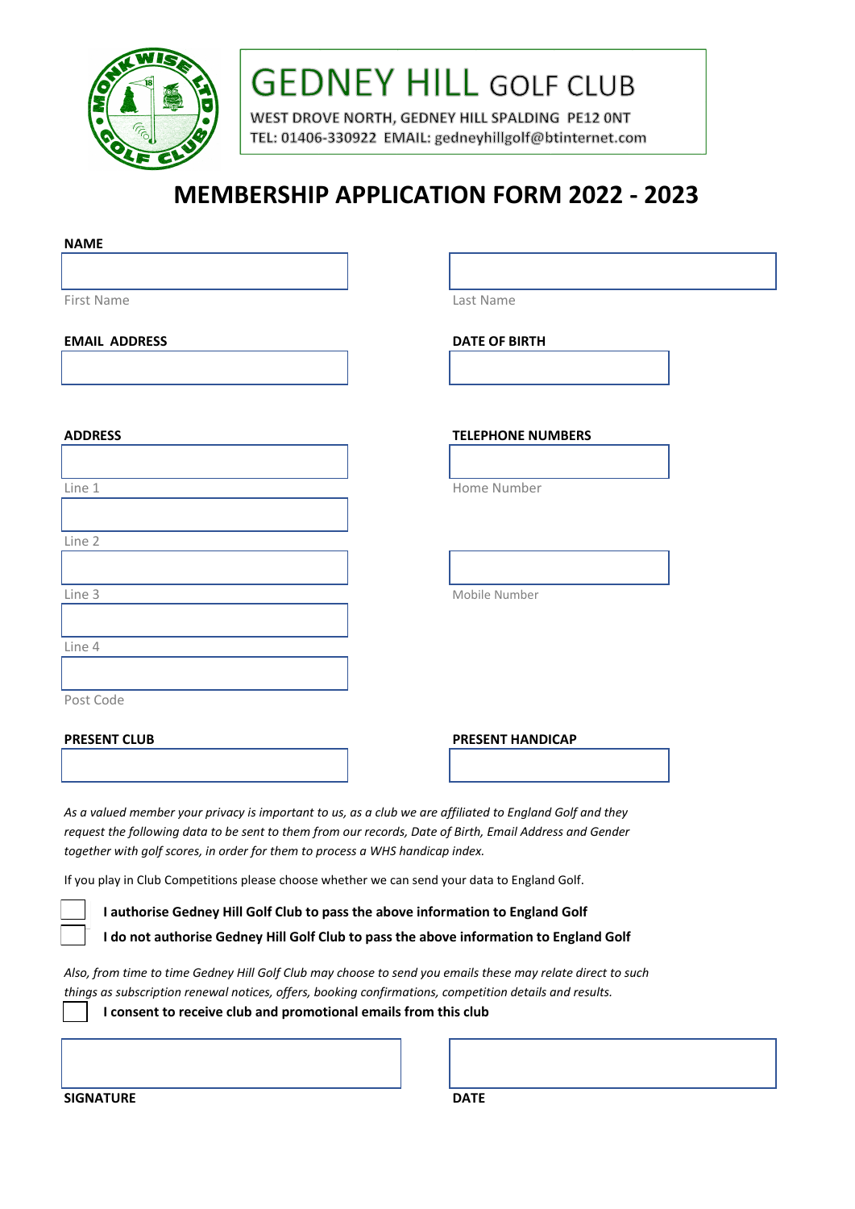# GEDNEY HILL GOLF CLUB

WEST DROVE NORTH, GEDNEY HILL SPALDING PE12 0NT
TEL: 01406-330922 EMAIL: gedneyhillgolf@btinternet.com

## MEMBERSHIP APPLICATION FORM 2022 - 2023

**NAME**

First Name

Last Name

**EMAIL ADDRESS**

**DATE OF BIRTH**

**ADDRESS**

Line 1

Line 2

Line 3

Line 4

Post Code

**TELEPHONE NUMBERS**

Home Number

Mobile Number

**PRESENT CLUB**

**PRESENT HANDICAP**

*As a valued member your privacy is important to us, as a club we are affiliated to England Golf and they request the following data to be sent to them from our records, Date of Birth, Email Address and Gender together with golf scores, in order for them to process a WHS handicap index.*

If you play in Club Competitions please choose whether we can send your data to England Golf.

☐ **I authorise Gedney Hill Golf Club to pass the above information to England Golf**

☐ **I do not authorise Gedney Hill Golf Club to pass the above information to England Golf**

*Also, from time to time Gedney Hill Golf Club may choose to send you emails these may relate direct to such things as subscription renewal notices, offers, booking confirmations, competition details and results.*

☐ **I consent to receive club and promotional emails from this club**

**SIGNATURE**

**DATE**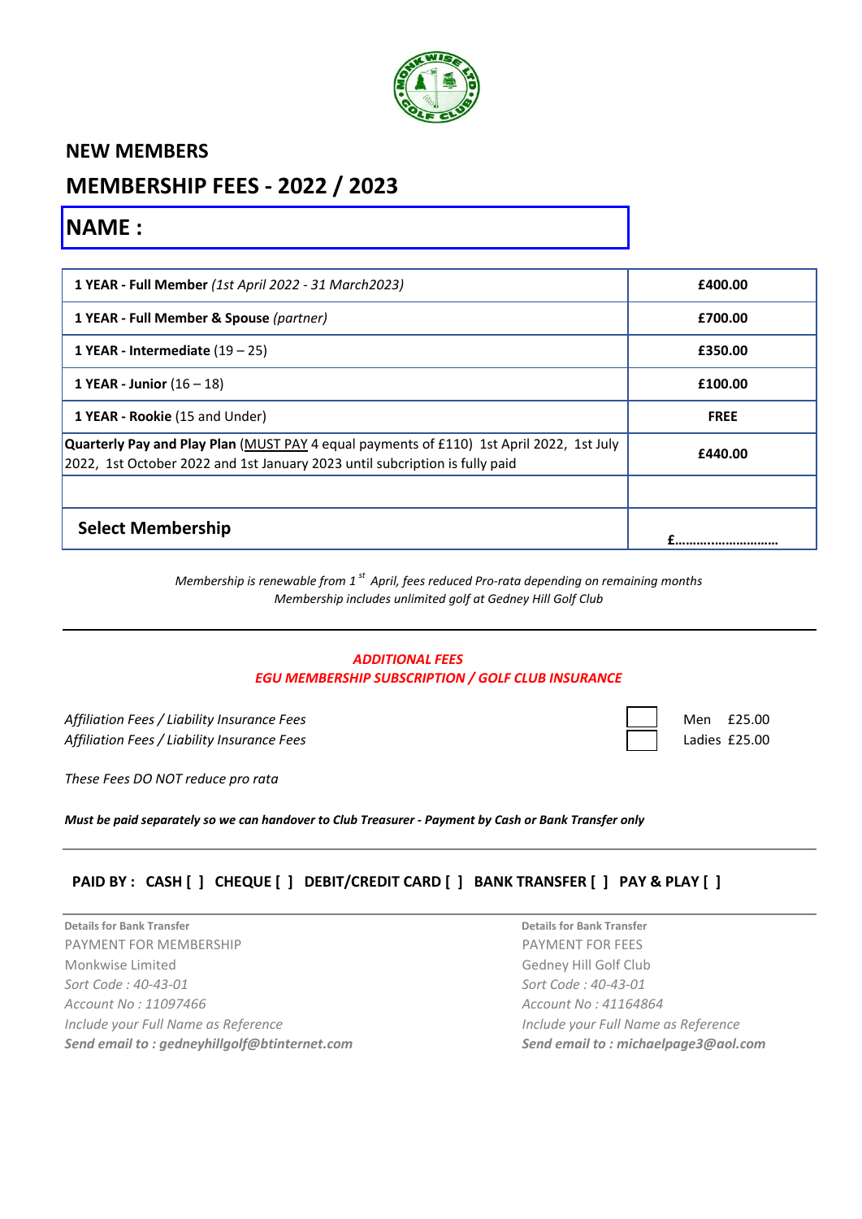## NEW MEMBERS

## MEMBERSHIP FEES - 2022 / 2023

**NAME :**

| | |
|---|---|
| **1 YEAR - Full Member** *(1st April 2022 - 31 March2023)* | **£400.00** |
| **1 YEAR - Full Member & Spouse** *(partner)* | **£700.00** |
| **1 YEAR - Intermediate** (19 – 25) | **£350.00** |
| **1 YEAR - Junior** (16 – 18) | **£100.00** |
| **1 YEAR - Rookie** (15 and Under) | **FREE** |
| **Quarterly Pay and Play Plan** (MUST PAY 4 equal payments of £110) 1st April 2022, 1st July 2022, 1st October 2022 and 1st January 2023 until subcription is fully paid | **£440.00** |
| | |
| **Select Membership** | **£…………………………** |

*Membership is renewable from 1st April, fees reduced Pro-rata depending on remaining months*
*Membership includes unlimited golf at Gedney Hill Golf Club*

---

***ADDITIONAL FEES***
***EGU MEMBERSHIP SUBSCRIPTION / GOLF CLUB INSURANCE***

*Affiliation Fees / Liability Insurance Fees* [ ] Men £25.00
*Affiliation Fees / Liability Insurance Fees* [ ] Ladies £25.00

*These Fees DO NOT reduce pro rata*

***Must be paid separately so we can handover to Club Treasurer - Payment by Cash or Bank Transfer only***

---

**PAID BY : CASH [ ] CHEQUE [ ] DEBIT/CREDIT CARD [ ] BANK TRANSFER [ ] PAY & PLAY [ ]**

---

**Details for Bank Transfer**
PAYMENT FOR MEMBERSHIP
Monkwise Limited
*Sort Code : 40-43-01*
*Account No : 11097466*
*Include your Full Name as Reference*
***Send email to : gedneyhillgolf@btinternet.com***

**Details for Bank Transfer**
PAYMENT FOR FEES
Gedney Hill Golf Club
*Sort Code : 40-43-01*
*Account No : 41164864*
*Include your Full Name as Reference*
***Send email to : michaelpage3@aol.com***